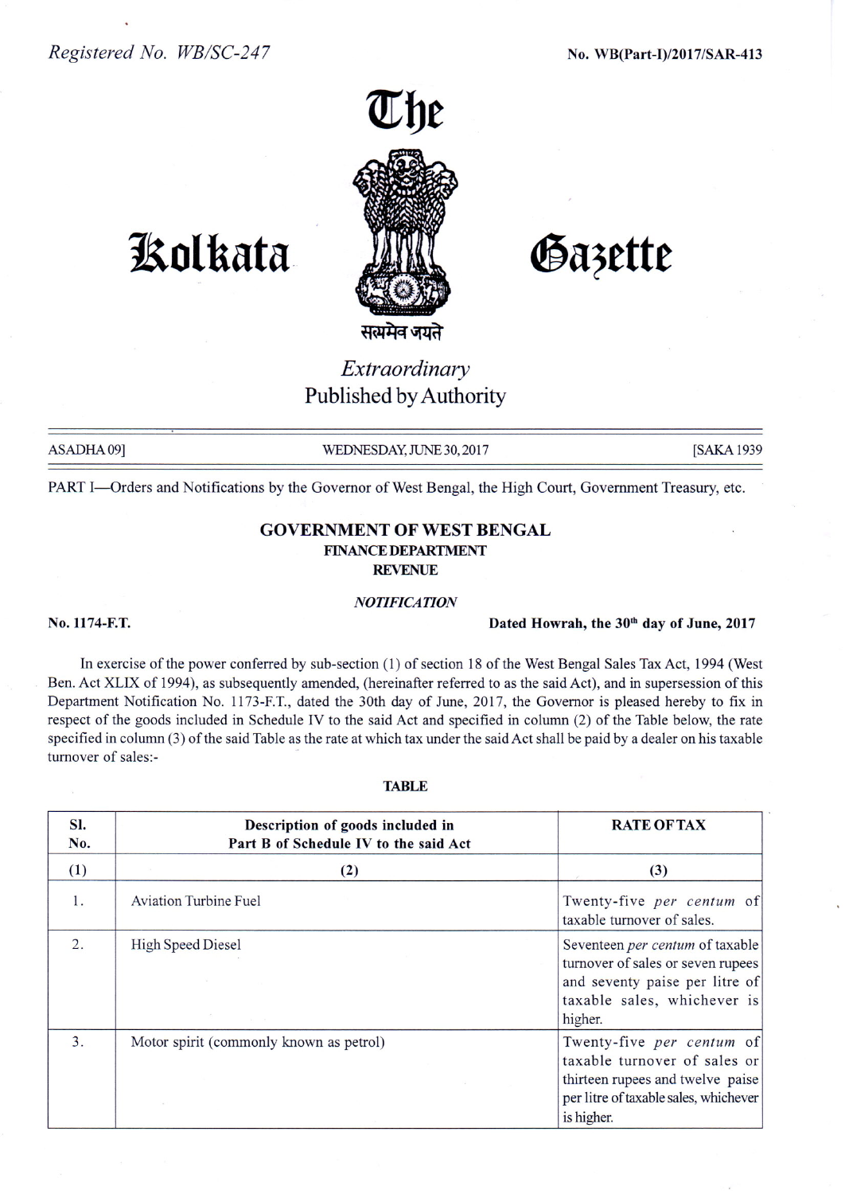Registered No. WB/SC-247

No. WB(Part-I)/2017/SAR-413

# The Kolkata Gazette

सत्यमेव जयते

*Extraordinary*
Published by Authority

ASADHA 09] WEDNESDAY, JUNE 30, 2017 [SAKA 1939

PART I—Orders and Notifications by the Governor of West Bengal, the High Court, Government Treasury, etc.

## GOVERNMENT OF WEST BENGAL
### FINANCE DEPARTMENT
### REVENUE

*NOTIFICATION*

**No. 1174-F.T.** **Dated Howrah, the 30th day of June, 2017**

In exercise of the power conferred by sub-section (1) of section 18 of the West Bengal Sales Tax Act, 1994 (West Ben. Act XLIX of 1994), as subsequently amended, (hereinafter referred to as the said Act), and in supersession of this Department Notification No. 1173-F.T., dated the 30th day of June, 2017, the Governor is pleased hereby to fix in respect of the goods included in Schedule IV to the said Act and specified in column (2) of the Table below, the rate specified in column (3) of the said Table as the rate at which tax under the said Act shall be paid by a dealer on his taxable turnover of sales:-

**TABLE**

| Sl. No. | Description of goods included in Part B of Schedule IV to the said Act | RATE OF TAX |
|---|---|---|
| (1) | (2) | (3) |
| 1. | Aviation Turbine Fuel | Twenty-five *per centum* of taxable turnover of sales. |
| 2. | High Speed Diesel | Seventeen *per centum* of taxable turnover of sales or seven rupees and seventy paise per litre of taxable sales, whichever is higher. |
| 3. | Motor spirit (commonly known as petrol) | Twenty-five *per centum* of taxable turnover of sales or thirteen rupees and twelve paise per litre of taxable sales, whichever is higher. |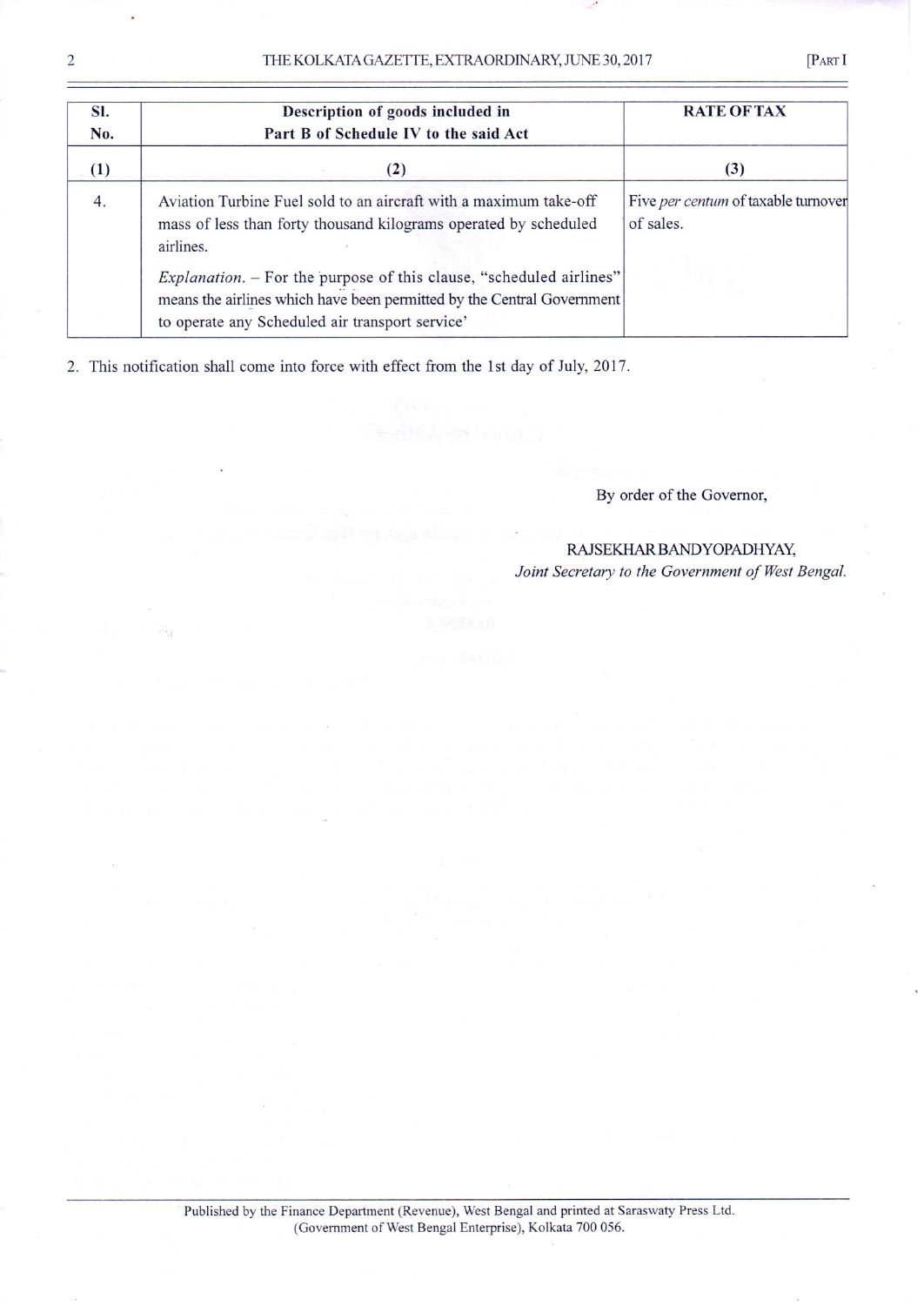| Sl. No. | Description of goods included in Part B of Schedule IV to the said Act | RATE OF TAX |
|---|---|---|
| (1) | (2) | (3) |
| 4. | Aviation Turbine Fuel sold to an aircraft with a maximum take-off mass of less than forty thousand kilograms operated by scheduled airlines.<br><br>*Explanation*. – For the purpose of this clause, "scheduled airlines" means the airlines which have been permitted by the Central Government to operate any Scheduled air transport service' | Five *per centum* of taxable turnover of sales. |

2. This notification shall come into force with effect from the 1st day of July, 2017.

By order of the Governor,

RAJSEKHAR BANDYOPADHYAY,
*Joint Secretary to the Government of West Bengal.*

Published by the Finance Department (Revenue), West Bengal and printed at Saraswaty Press Ltd. (Government of West Bengal Enterprise), Kolkata 700 056.